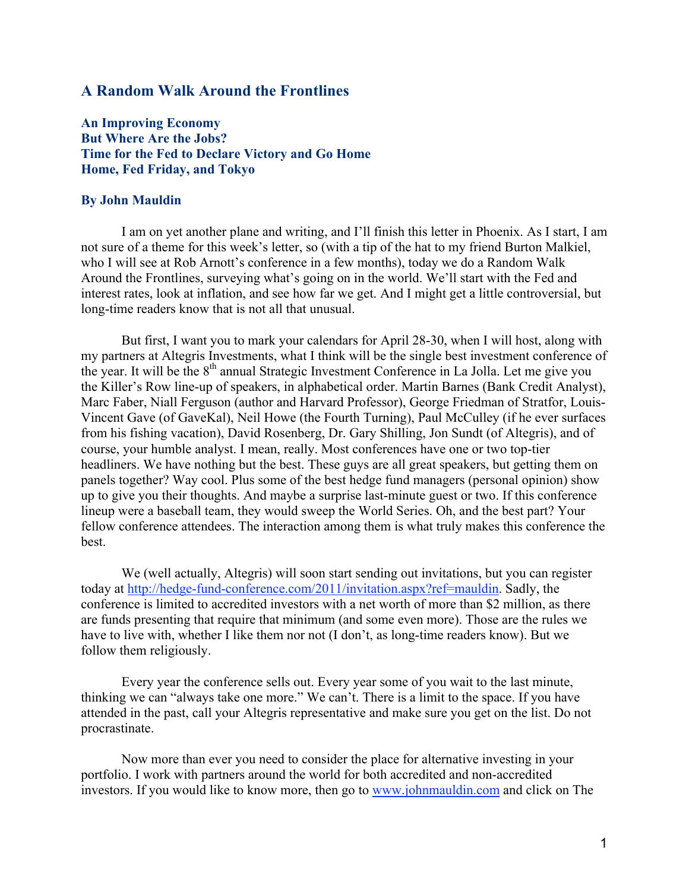# A Random Walk Around the Frontlines

**An Improving Economy**
**But Where Are the Jobs?**
**Time for the Fed to Declare Victory and Go Home**
**Home, Fed Friday, and Tokyo**

**By John Mauldin**

I am on yet another plane and writing, and I'll finish this letter in Phoenix. As I start, I am not sure of a theme for this week's letter, so (with a tip of the hat to my friend Burton Malkiel, who I will see at Rob Arnott's conference in a few months), today we do a Random Walk Around the Frontlines, surveying what's going on in the world. We'll start with the Fed and interest rates, look at inflation, and see how far we get. And I might get a little controversial, but long-time readers know that is not all that unusual.

But first, I want you to mark your calendars for April 28-30, when I will host, along with my partners at Altegris Investments, what I think will be the single best investment conference of the year. It will be the 8th annual Strategic Investment Conference in La Jolla. Let me give you the Killer's Row line-up of speakers, in alphabetical order. Martin Barnes (Bank Credit Analyst), Marc Faber, Niall Ferguson (author and Harvard Professor), George Friedman of Stratfor, Louis-Vincent Gave (of GaveKal), Neil Howe (the Fourth Turning), Paul McCulley (if he ever surfaces from his fishing vacation), David Rosenberg, Dr. Gary Shilling, Jon Sundt (of Altegris), and of course, your humble analyst. I mean, really. Most conferences have one or two top-tier headliners. We have nothing but the best. These guys are all great speakers, but getting them on panels together? Way cool. Plus some of the best hedge fund managers (personal opinion) show up to give you their thoughts. And maybe a surprise last-minute guest or two. If this conference lineup were a baseball team, they would sweep the World Series. Oh, and the best part? Your fellow conference attendees. The interaction among them is what truly makes this conference the best.

We (well actually, Altegris) will soon start sending out invitations, but you can register today at http://hedge-fund-conference.com/2011/invitation.aspx?ref=mauldin. Sadly, the conference is limited to accredited investors with a net worth of more than $2 million, as there are funds presenting that require that minimum (and some even more). Those are the rules we have to live with, whether I like them nor not (I don't, as long-time readers know). But we follow them religiously.

Every year the conference sells out. Every year some of you wait to the last minute, thinking we can "always take one more." We can't. There is a limit to the space. If you have attended in the past, call your Altegris representative and make sure you get on the list. Do not procrastinate.

Now more than ever you need to consider the place for alternative investing in your portfolio. I work with partners around the world for both accredited and non-accredited investors. If you would like to know more, then go to www.johnmauldin.com and click on The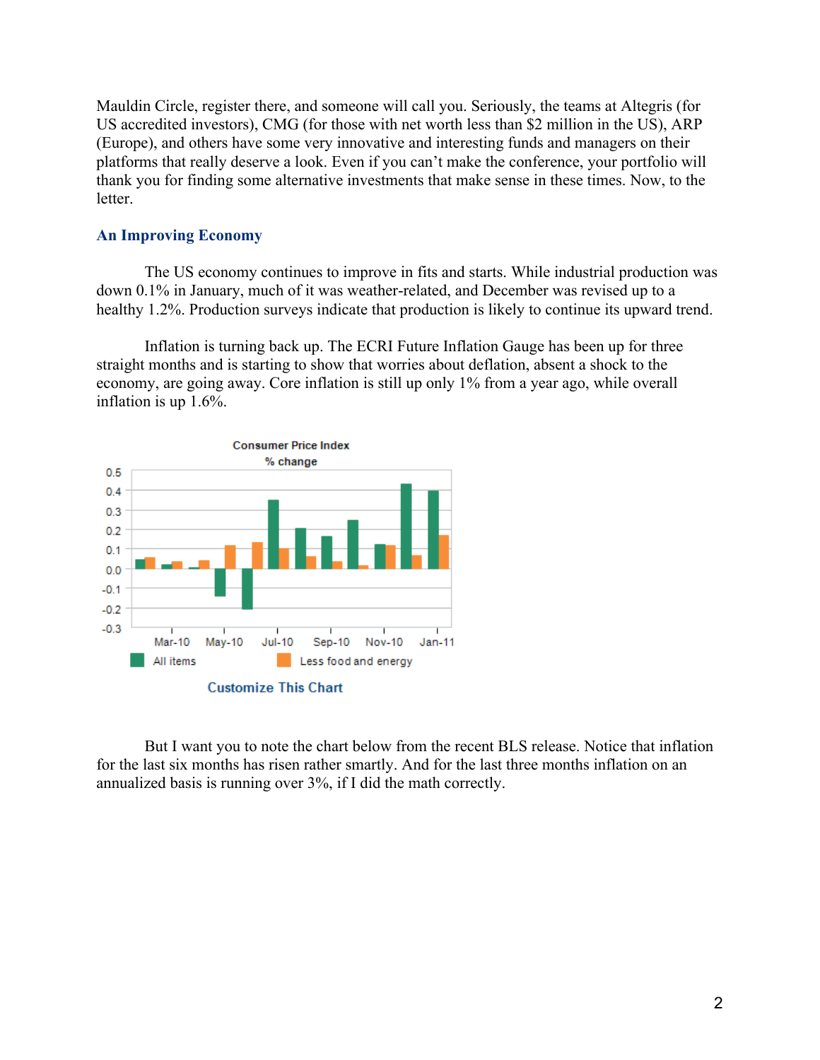Mauldin Circle, register there, and someone will call you. Seriously, the teams at Altegris (for US accredited investors), CMG (for those with net worth less than $2 million in the US), ARP (Europe), and others have some very innovative and interesting funds and managers on their platforms that really deserve a look. Even if you can't make the conference, your portfolio will thank you for finding some alternative investments that make sense in these times. Now, to the letter.

## An Improving Economy

The US economy continues to improve in fits and starts. While industrial production was down 0.1% in January, much of it was weather-related, and December was revised up to a healthy 1.2%. Production surveys indicate that production is likely to continue its upward trend.

Inflation is turning back up. The ECRI Future Inflation Gauge has been up for three straight months and is starting to show that worries about deflation, absent a shock to the economy, are going away. Core inflation is still up only 1% from a year ago, while overall inflation is up 1.6%.

Consumer Price Index
% change

Customize This Chart

But I want you to note the chart below from the recent BLS release. Notice that inflation for the last six months has risen rather smartly. And for the last three months inflation on an annualized basis is running over 3%, if I did the math correctly.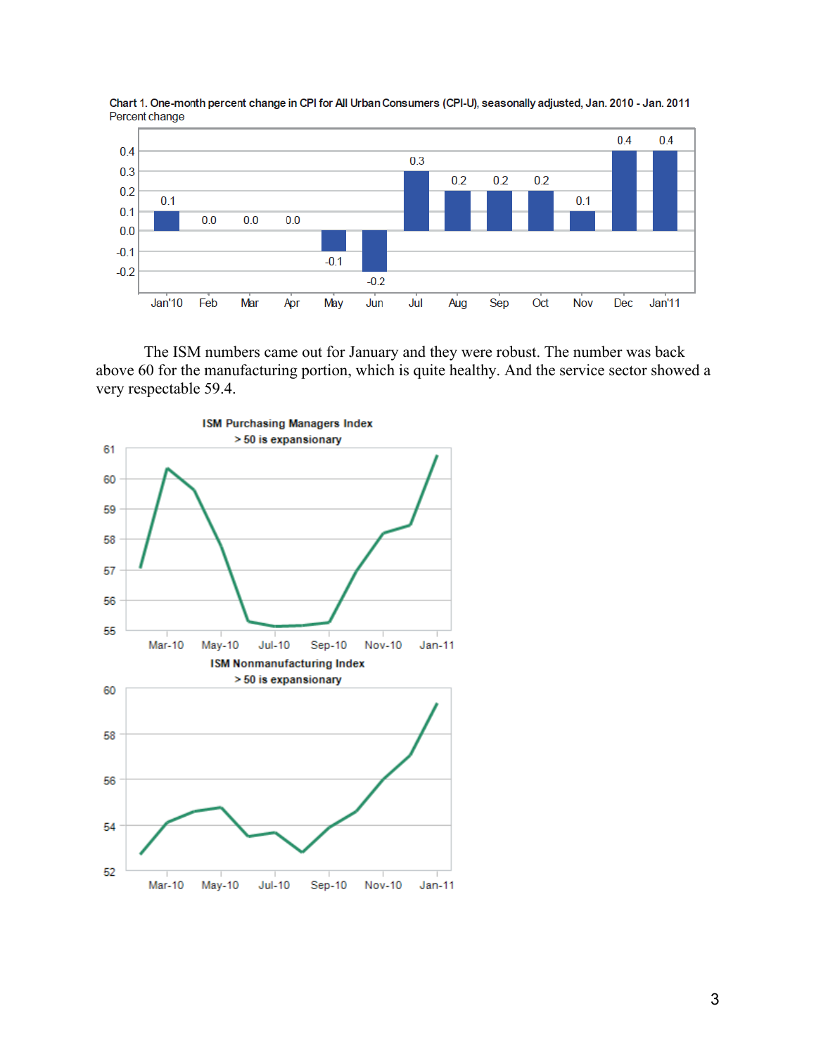Chart 1. One-month percent change in CPI for All Urban Consumers (CPI-U), seasonally adjusted, Jan. 2010 - Jan. 2011
Percent change

| Jan'10 | Feb | Mar | Apr | May | Jun | Jul | Aug | Sep | Oct | Nov | Dec | Jan'11 |
|---|---|---|---|---|---|---|---|---|---|---|---|---|
| 0.1 | 0.0 | 0.0 | 0.0 | -0.1 | -0.2 | 0.3 | 0.2 | 0.2 | 0.2 | 0.1 | 0.4 | 0.4 |

The ISM numbers came out for January and they were robust. The number was back above 60 for the manufacturing portion, which is quite healthy. And the service sector showed a very respectable 59.4.

ISM Purchasing Managers Index
> 50 is expansionary

ISM Nonmanufacturing Index
> 50 is expansionary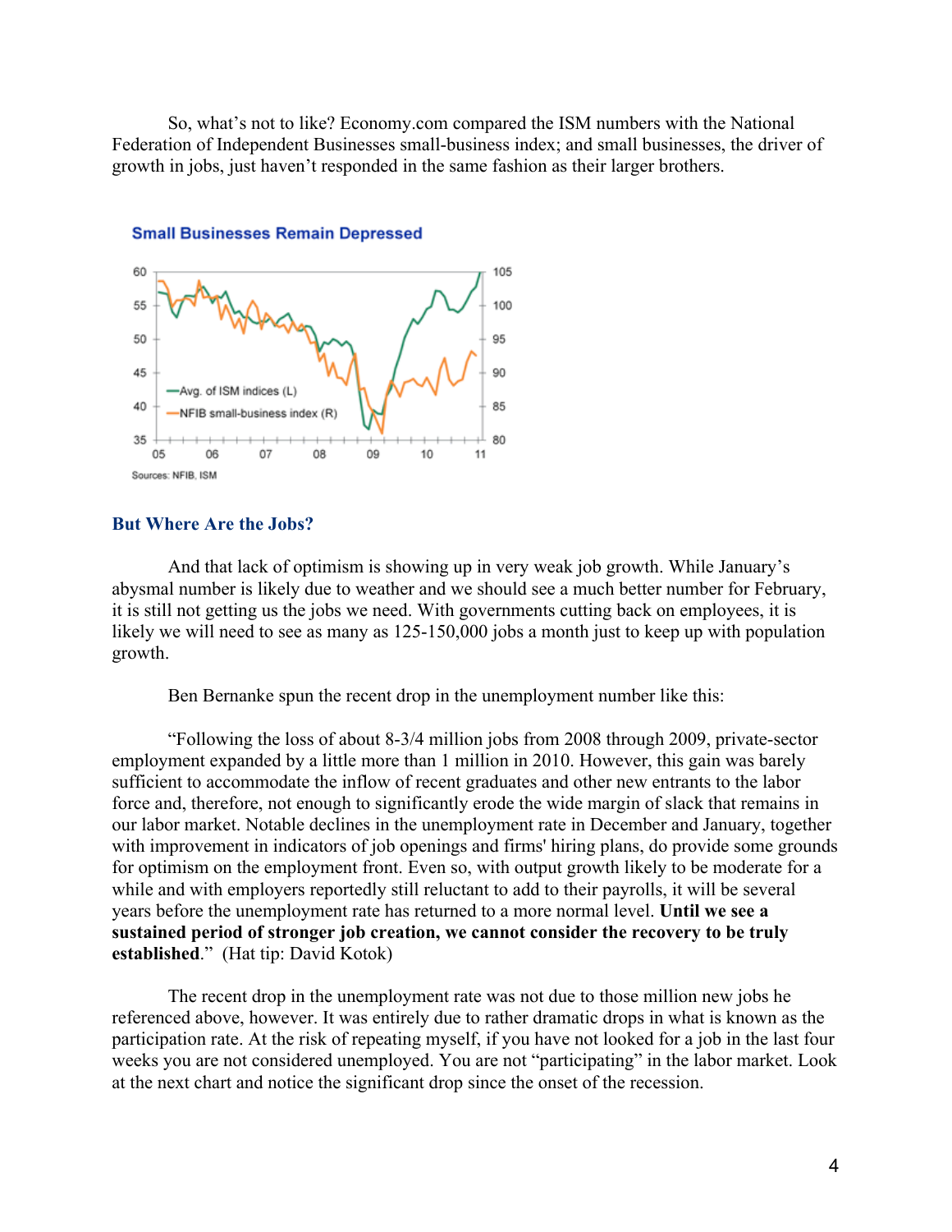So, what's not to like? Economy.com compared the ISM numbers with the National Federation of Independent Businesses small-business index; and small businesses, the driver of growth in jobs, just haven't responded in the same fashion as their larger brothers.

**Small Businesses Remain Depressed**

Sources: NFIB, ISM

## But Where Are the Jobs?

And that lack of optimism is showing up in very weak job growth. While January's abysmal number is likely due to weather and we should see a much better number for February, it is still not getting us the jobs we need. With governments cutting back on employees, it is likely we will need to see as many as 125-150,000 jobs a month just to keep up with population growth.

Ben Bernanke spun the recent drop in the unemployment number like this:

"Following the loss of about 8-3/4 million jobs from 2008 through 2009, private-sector employment expanded by a little more than 1 million in 2010. However, this gain was barely sufficient to accommodate the inflow of recent graduates and other new entrants to the labor force and, therefore, not enough to significantly erode the wide margin of slack that remains in our labor market. Notable declines in the unemployment rate in December and January, together with improvement in indicators of job openings and firms' hiring plans, do provide some grounds for optimism on the employment front. Even so, with output growth likely to be moderate for a while and with employers reportedly still reluctant to add to their payrolls, it will be several years before the unemployment rate has returned to a more normal level. **Until we see a sustained period of stronger job creation, we cannot consider the recovery to be truly established**." (Hat tip: David Kotok)

The recent drop in the unemployment rate was not due to those million new jobs he referenced above, however. It was entirely due to rather dramatic drops in what is known as the participation rate. At the risk of repeating myself, if you have not looked for a job in the last four weeks you are not considered unemployed. You are not "participating" in the labor market. Look at the next chart and notice the significant drop since the onset of the recession.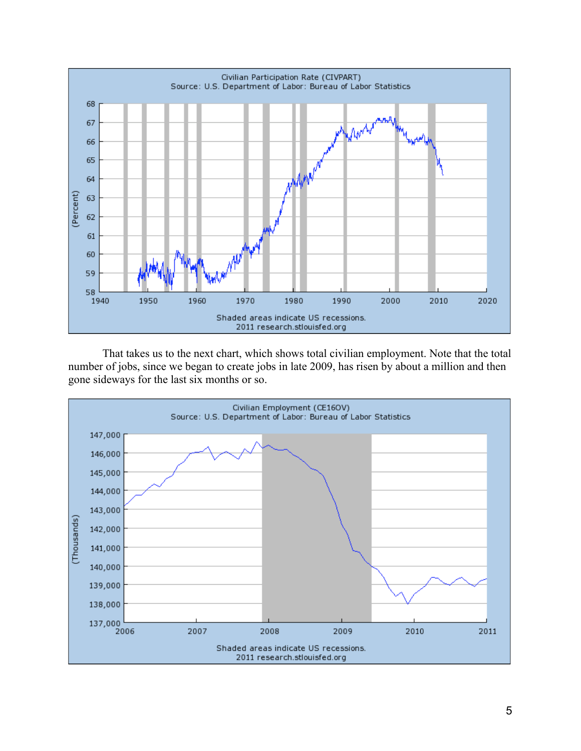That takes us to the next chart, which shows total civilian employment. Note that the total number of jobs, since we began to create jobs in late 2009, has risen by about a million and then gone sideways for the last six months or so.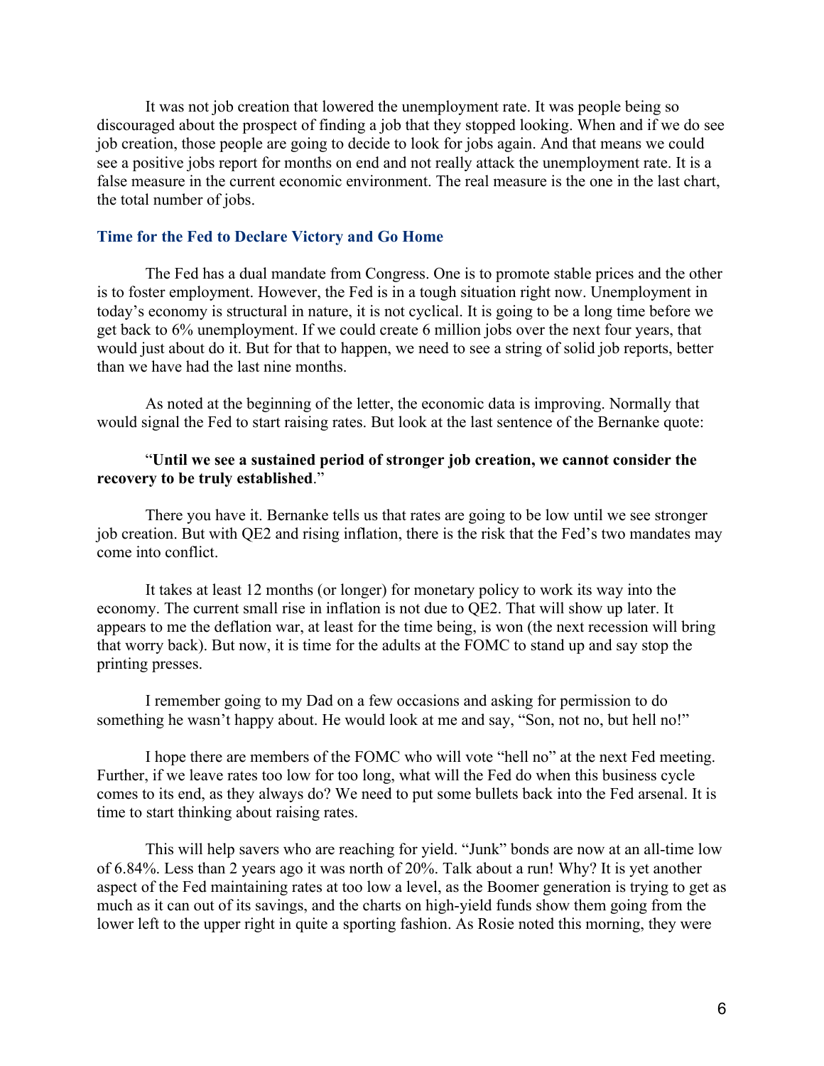It was not job creation that lowered the unemployment rate. It was people being so discouraged about the prospect of finding a job that they stopped looking. When and if we do see job creation, those people are going to decide to look for jobs again. And that means we could see a positive jobs report for months on end and not really attack the unemployment rate. It is a false measure in the current economic environment. The real measure is the one in the last chart, the total number of jobs.

### Time for the Fed to Declare Victory and Go Home

The Fed has a dual mandate from Congress. One is to promote stable prices and the other is to foster employment. However, the Fed is in a tough situation right now. Unemployment in today's economy is structural in nature, it is not cyclical. It is going to be a long time before we get back to 6% unemployment. If we could create 6 million jobs over the next four years, that would just about do it. But for that to happen, we need to see a string of solid job reports, better than we have had the last nine months.

As noted at the beginning of the letter, the economic data is improving. Normally that would signal the Fed to start raising rates. But look at the last sentence of the Bernanke quote:

"**Until we see a sustained period of stronger job creation, we cannot consider the recovery to be truly established**."

There you have it. Bernanke tells us that rates are going to be low until we see stronger job creation. But with QE2 and rising inflation, there is the risk that the Fed's two mandates may come into conflict.

It takes at least 12 months (or longer) for monetary policy to work its way into the economy. The current small rise in inflation is not due to QE2. That will show up later. It appears to me the deflation war, at least for the time being, is won (the next recession will bring that worry back). But now, it is time for the adults at the FOMC to stand up and say stop the printing presses.

I remember going to my Dad on a few occasions and asking for permission to do something he wasn't happy about. He would look at me and say, "Son, not no, but hell no!"

I hope there are members of the FOMC who will vote "hell no" at the next Fed meeting. Further, if we leave rates too low for too long, what will the Fed do when this business cycle comes to its end, as they always do? We need to put some bullets back into the Fed arsenal. It is time to start thinking about raising rates.

This will help savers who are reaching for yield. "Junk" bonds are now at an all-time low of 6.84%. Less than 2 years ago it was north of 20%. Talk about a run! Why? It is yet another aspect of the Fed maintaining rates at too low a level, as the Boomer generation is trying to get as much as it can out of its savings, and the charts on high-yield funds show them going from the lower left to the upper right in quite a sporting fashion. As Rosie noted this morning, they were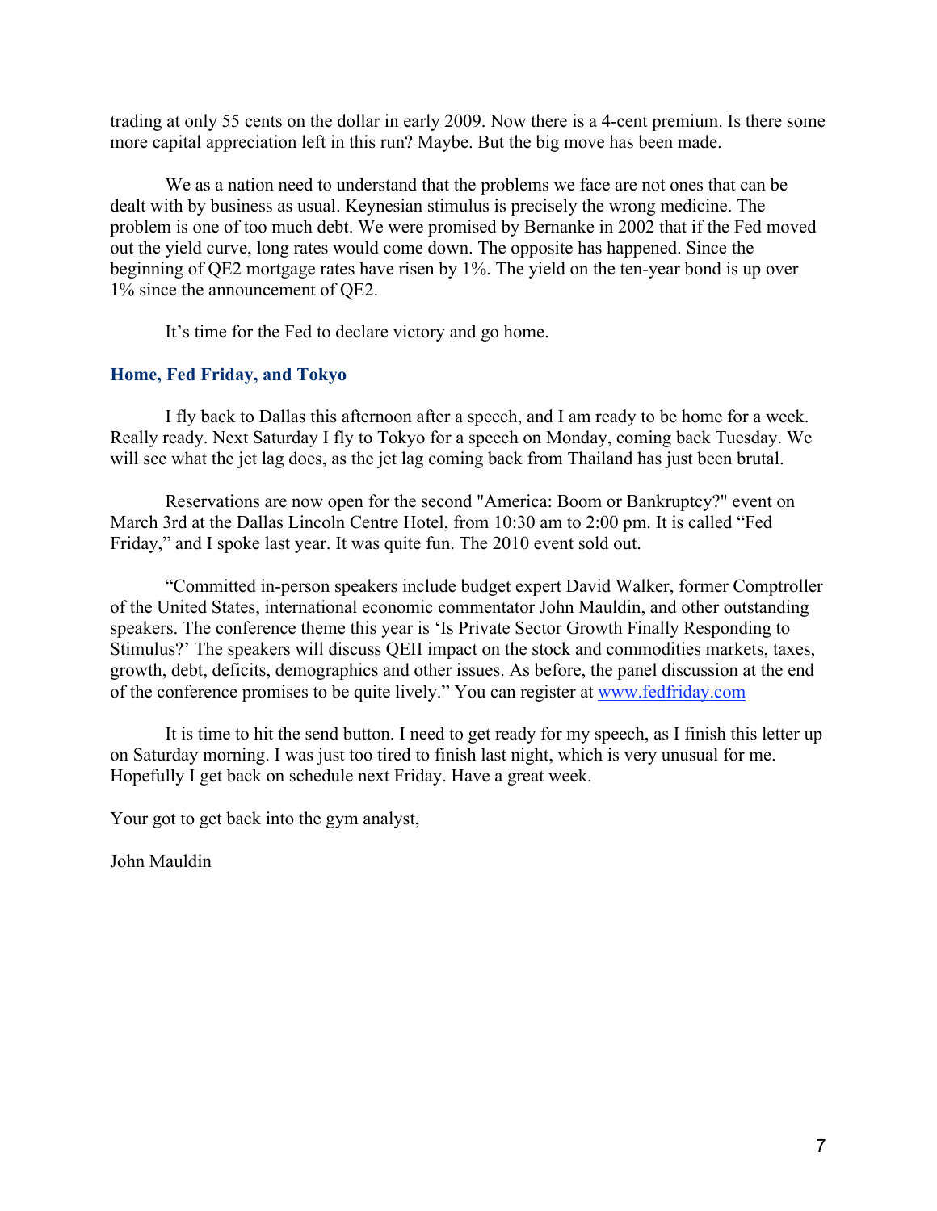trading at only 55 cents on the dollar in early 2009. Now there is a 4-cent premium. Is there some more capital appreciation left in this run? Maybe. But the big move has been made.

We as a nation need to understand that the problems we face are not ones that can be dealt with by business as usual. Keynesian stimulus is precisely the wrong medicine. The problem is one of too much debt. We were promised by Bernanke in 2002 that if the Fed moved out the yield curve, long rates would come down. The opposite has happened. Since the beginning of QE2 mortgage rates have risen by 1%. The yield on the ten-year bond is up over 1% since the announcement of QE2.

It's time for the Fed to declare victory and go home.

### Home, Fed Friday, and Tokyo

I fly back to Dallas this afternoon after a speech, and I am ready to be home for a week. Really ready. Next Saturday I fly to Tokyo for a speech on Monday, coming back Tuesday. We will see what the jet lag does, as the jet lag coming back from Thailand has just been brutal.

Reservations are now open for the second "America: Boom or Bankruptcy?" event on March 3rd at the Dallas Lincoln Centre Hotel, from 10:30 am to 2:00 pm. It is called "Fed Friday," and I spoke last year. It was quite fun. The 2010 event sold out.

"Committed in-person speakers include budget expert David Walker, former Comptroller of the United States, international economic commentator John Mauldin, and other outstanding speakers. The conference theme this year is 'Is Private Sector Growth Finally Responding to Stimulus?' The speakers will discuss QEII impact on the stock and commodities markets, taxes, growth, debt, deficits, demographics and other issues. As before, the panel discussion at the end of the conference promises to be quite lively." You can register at [www.fedfriday.com](http://www.fedfriday.com)

It is time to hit the send button. I need to get ready for my speech, as I finish this letter up on Saturday morning. I was just too tired to finish last night, which is very unusual for me. Hopefully I get back on schedule next Friday. Have a great week.

Your got to get back into the gym analyst,

John Mauldin